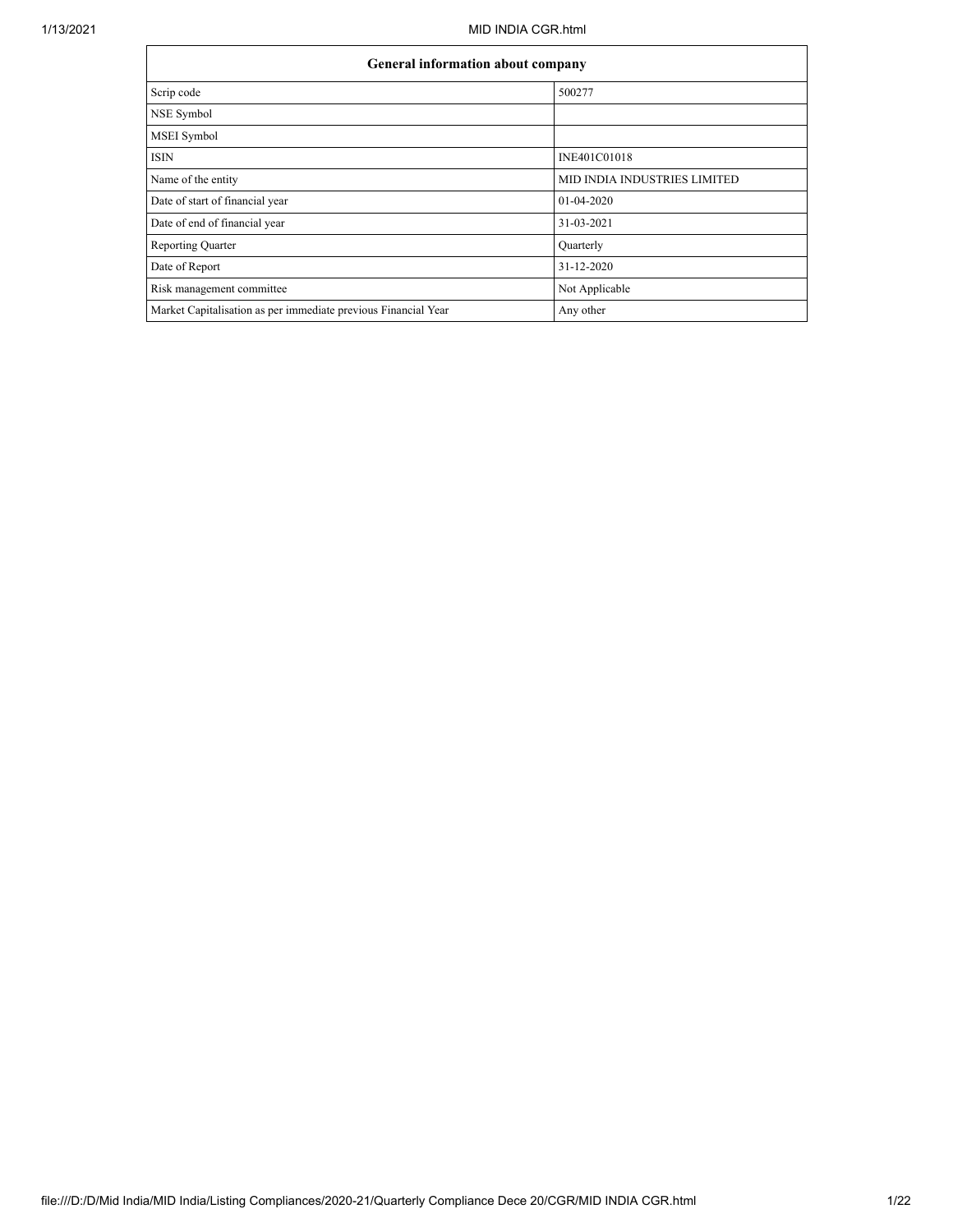| General information about company | |
|---|---|
| Scrip code | 500277 |
| NSE Symbol | |
| MSEI Symbol | |
| ISIN | INE401C01018 |
| Name of the entity | MID INDIA INDUSTRIES LIMITED |
| Date of start of financial year | 01-04-2020 |
| Date of end of financial year | 31-03-2021 |
| Reporting Quarter | Quarterly |
| Date of Report | 31-12-2020 |
| Risk management committee | Not Applicable |
| Market Capitalisation as per immediate previous Financial Year | Any other |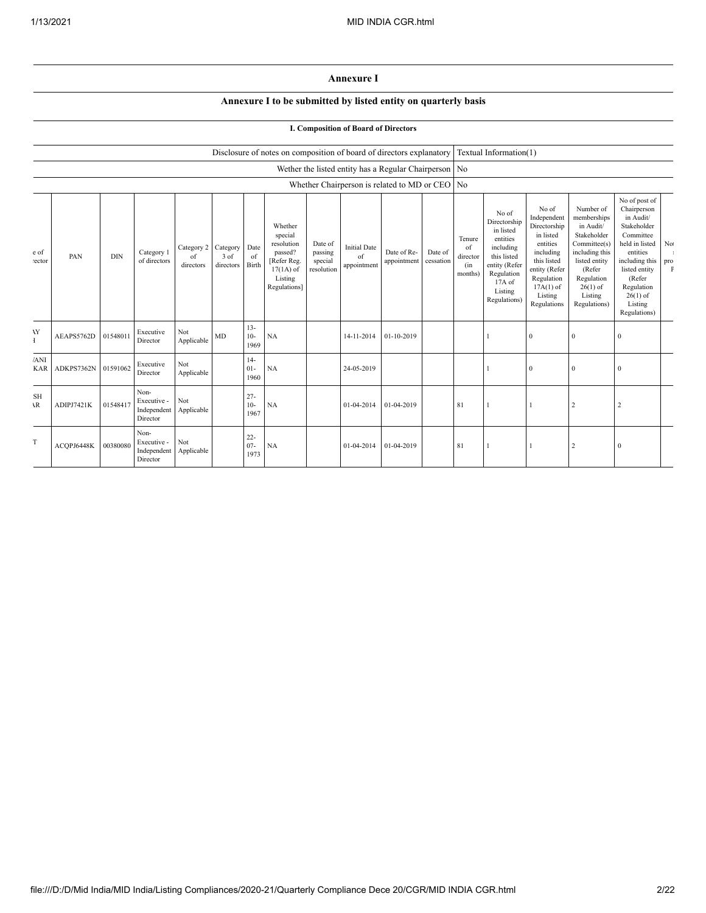## Annexure I

### Annexure I to be submitted by listed entity on quarterly basis

#### I. Composition of Board of Directors

| | |
|---|---|
| Disclosure of notes on composition of board of directors explanatory | Textual Information(1) |
| Wether the listed entity has a Regular Chairperson | No |
| Whether Chairperson is related to MD or CEO | No |

| e of rector | PAN | DIN | Category 1 of directors | Category 2 of directors | Category 3 of directors | Date of Birth | Whether special resolution passed? [Refer Reg. 17(1A) of Listing Regulations] | Date of passing special resolution | Initial Date of appointment | Date of Re-appointment | Date of cessation | Tenure of director (in months) | No of Directorship in listed entities including this listed entity (Refer Regulation 17A of Listing Regulations) | No of Independent Directorship in listed entities including this listed entity (Refer Regulation 17A(1) of Listing Regulations | Number of memberships in Audit/ Stakeholder Committee(s) including this listed entity (Refer Regulation 26(1) of Listing Regulations) | No of post of Chairperson in Audit/ Stakeholder Committee held in listed entities including this listed entity (Refer Regulation 26(1) of Listing Regulations) | No pro F |
|---|---|---|---|---|---|---|---|---|---|---|---|---|---|---|---|---|---|
| AY I | AEAPS5762D | 01548011 | Executive Director | Not Applicable | MD | 13-10-1969 | NA | | 14-11-2014 | 01-10-2019 | | | 1 | 0 | 0 | 0 | |
| /ANI KAR | ADKPS7362N | 01591062 | Executive Director | Not Applicable | | 14-01-1960 | NA | | 24-05-2019 | | | | 1 | 0 | 0 | 0 | |
| SH AR | ADIPJ7421K | 01548417 | Non-Executive - Independent Director | Not Applicable | | 27-10-1967 | NA | | 01-04-2014 | 01-04-2019 | | 81 | 1 | 1 | 2 | 2 | |
| T | ACQPJ6448K | 00380080 | Non-Executive - Independent Director | Not Applicable | | 22-07-1973 | NA | | 01-04-2014 | 01-04-2019 | | 81 | 1 | 1 | 2 | 0 | |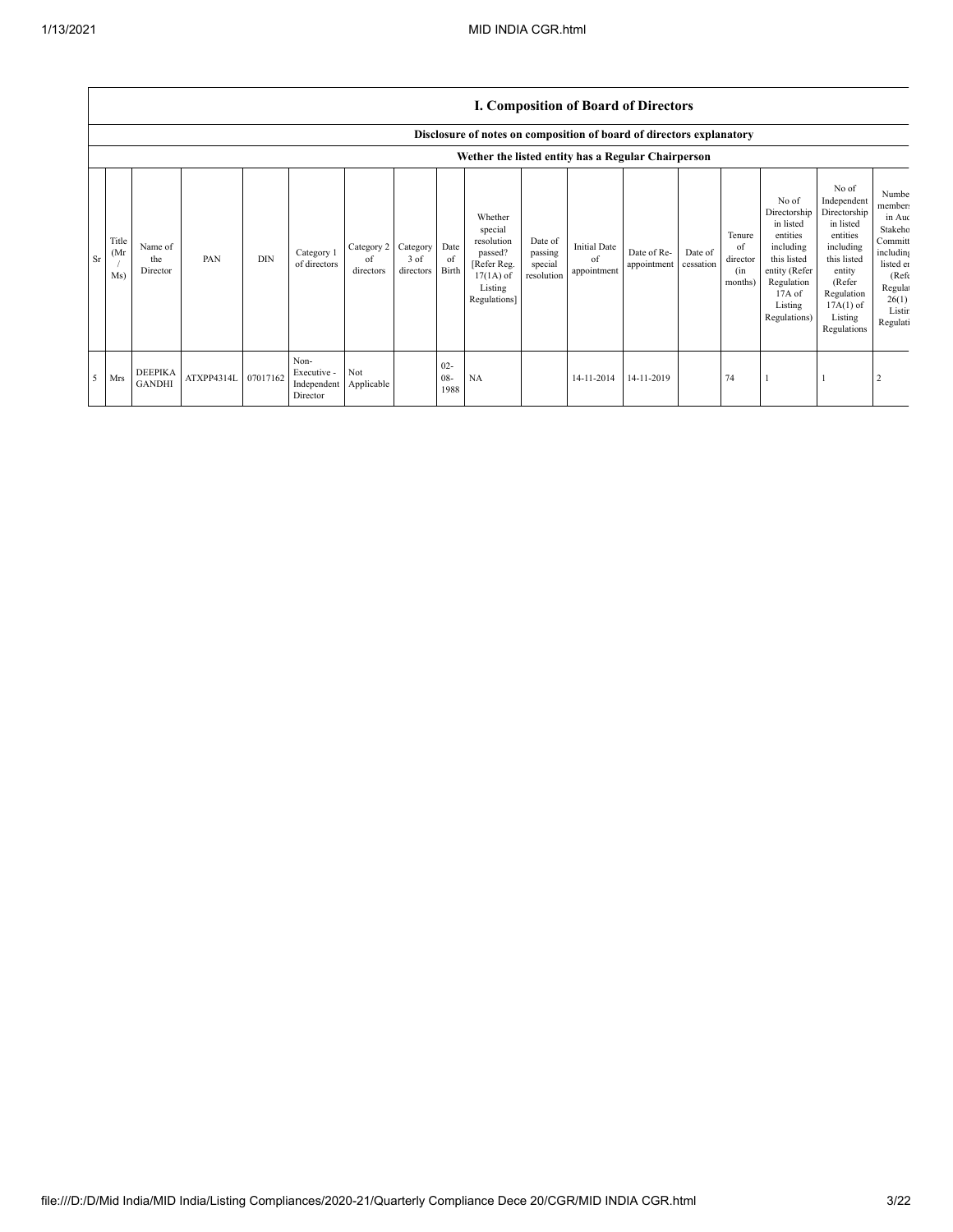## I. Composition of Board of Directors

### Disclosure of notes on composition of board of directors explanatory

### Wether the listed entity has a Regular Chairperson

| Sr | Title (Mr / Ms) | Name of the Director | PAN | DIN | Category 1 of directors | Category 2 of directors | Category 3 of directors | Date of Birth | Whether special resolution passed? [Refer Reg. 17(1A) of Listing Regulations] | Date of passing special resolution | Initial Date of appointment | Date of Re-appointment | Date of cessation | Tenure of director (in months) | No of Directorship in listed entities including this listed entity (Refer Regulation 17A of Listing Regulations) | No of Independent Directorship in listed entities including this listed entity (Refer Regulation 17A(1) of Listing Regulations | Number of memberships in Audit/ Stakeholder Committee(s) including this listed entity (Refer Regulation 26(1) of Listing Regulations) |
|---|---|---|---|---|---|---|---|---|---|---|---|---|---|---|---|---|---|
| 5 | Mrs | DEEPIKA GANDHI | ATXPP4314L | 07017162 | Non-Executive - Independent Director | Not Applicable | | 02-08-1988 | NA | | 14-11-2014 | 14-11-2019 | | 74 | 1 | 1 | 2 |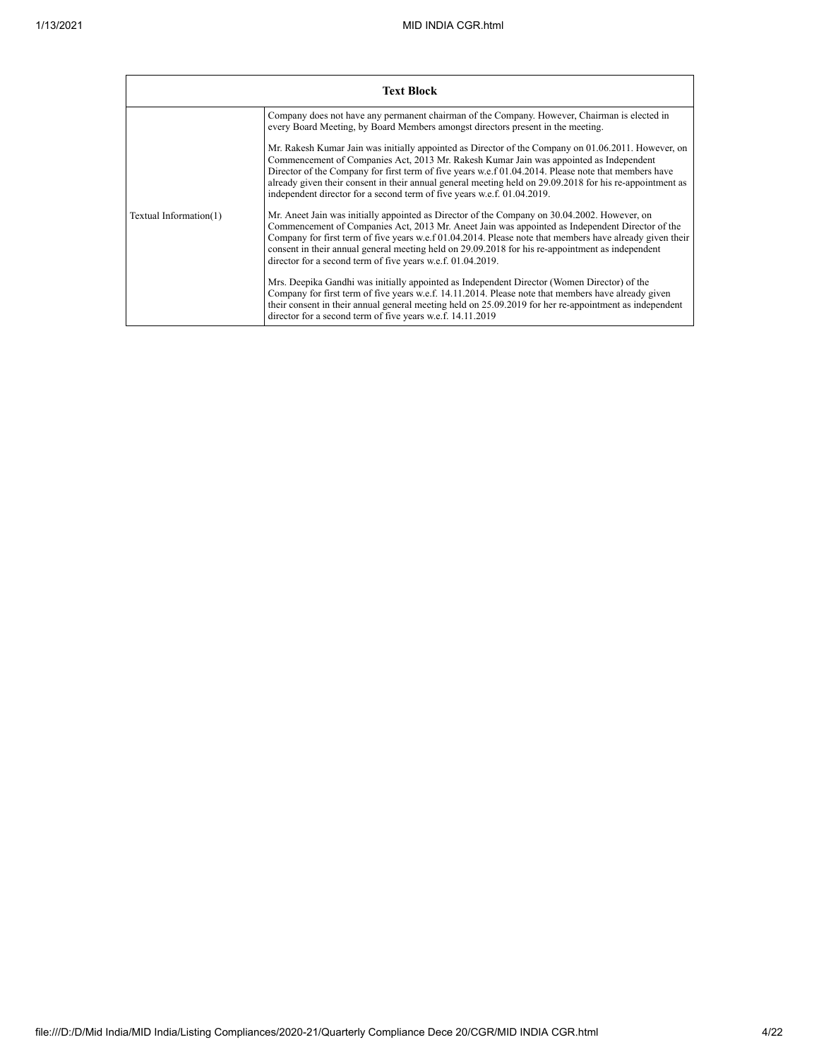| Text Block | |
|---|---|
| Textual Information(1) | Company does not have any permanent chairman of the Company. However, Chairman is elected in every Board Meeting, by Board Members amongst directors present in the meeting.<br><br>Mr. Rakesh Kumar Jain was initially appointed as Director of the Company on 01.06.2011. However, on Commencement of Companies Act, 2013 Mr. Rakesh Kumar Jain was appointed as Independent Director of the Company for first term of five years w.e.f 01.04.2014. Please note that members have already given their consent in their annual general meeting held on 29.09.2018 for his re-appointment as independent director for a second term of five years w.e.f. 01.04.2019.<br><br>Mr. Aneet Jain was initially appointed as Director of the Company on 30.04.2002. However, on Commencement of Companies Act, 2013 Mr. Aneet Jain was appointed as Independent Director of the Company for first term of five years w.e.f 01.04.2014. Please note that members have already given their consent in their annual general meeting held on 29.09.2018 for his re-appointment as independent director for a second term of five years w.e.f. 01.04.2019.<br><br>Mrs. Deepika Gandhi was initially appointed as Independent Director (Women Director) of the Company for first term of five years w.e.f. 14.11.2014. Please note that members have already given their consent in their annual general meeting held on 25.09.2019 for her re-appointment as independent director for a second term of five years w.e.f. 14.11.2019 |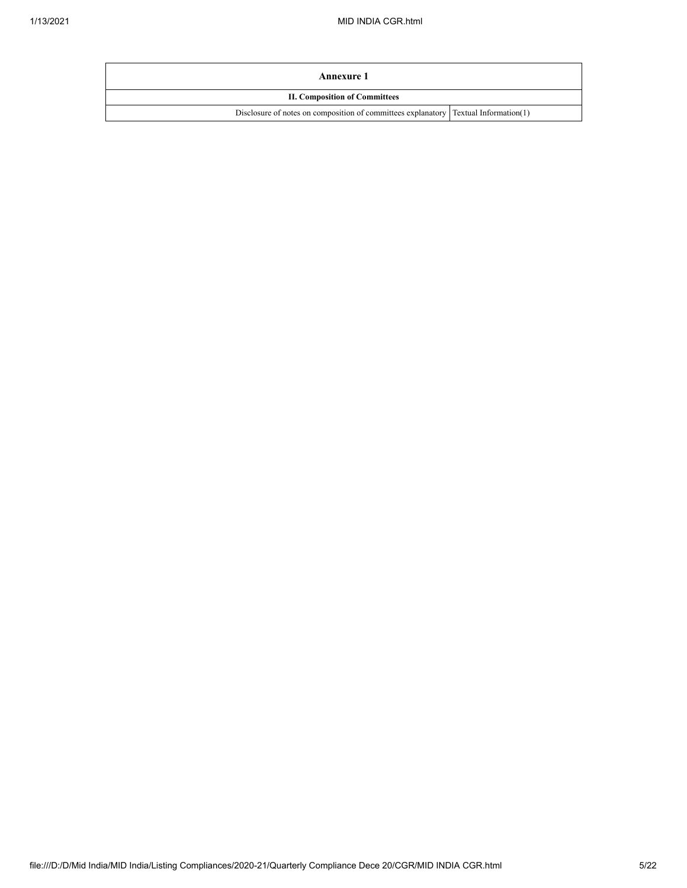| Annexure 1 | |
|---|---|
| **II. Composition of Committees** | |
| Disclosure of notes on composition of committees explanatory | Textual Information(1) |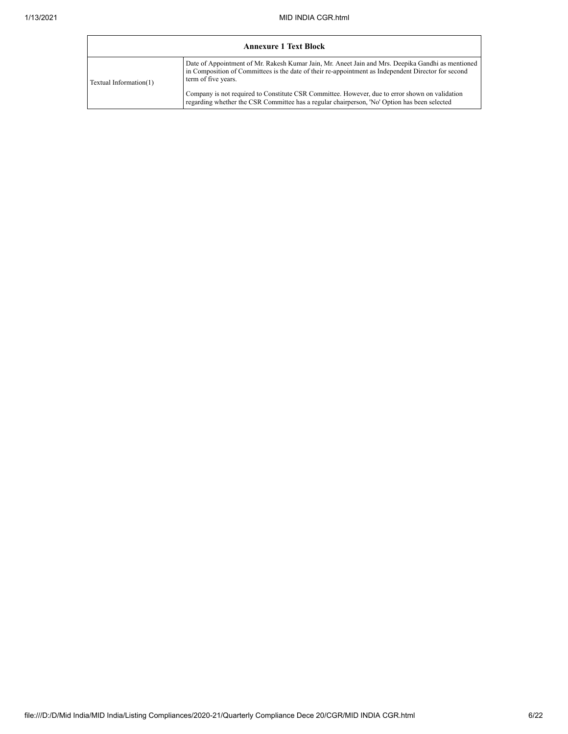| Annexure 1 Text Block | |
|---|---|
| Textual Information(1) | Date of Appointment of Mr. Rakesh Kumar Jain, Mr. Aneet Jain and Mrs. Deepika Gandhi as mentioned in Composition of Committees is the date of their re-appointment as Independent Director for second term of five years.<br><br>Company is not required to Constitute CSR Committee. However, due to error shown on validation regarding whether the CSR Committee has a regular chairperson, 'No' Option has been selected |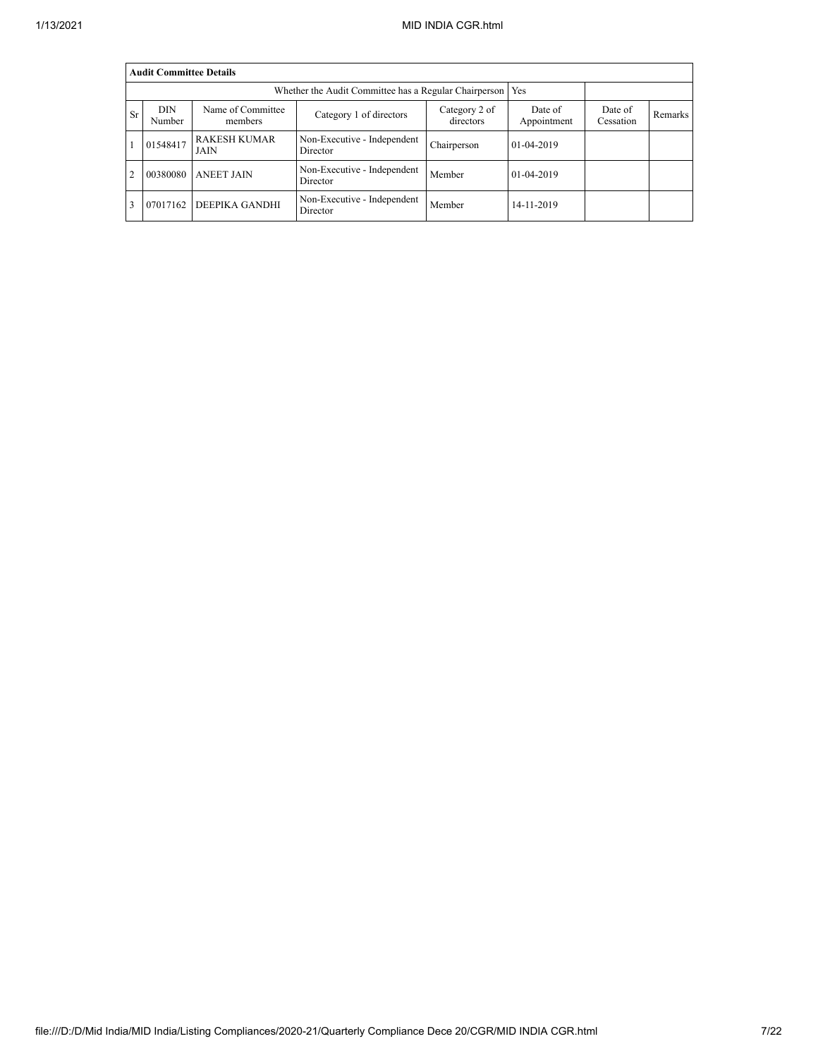| Audit Committee Details | | | | | | | |
|---|---|---|---|---|---|---|---|
| Whether the Audit Committee has a Regular Chairperson | | | | | Yes | | |
| Sr | DIN Number | Name of Committee members | Category 1 of directors | Category 2 of directors | Date of Appointment | Date of Cessation | Remarks |
| 1 | 01548417 | RAKESH KUMAR JAIN | Non-Executive - Independent Director | Chairperson | 01-04-2019 | | |
| 2 | 00380080 | ANEET JAIN | Non-Executive - Independent Director | Member | 01-04-2019 | | |
| 3 | 07017162 | DEEPIKA GANDHI | Non-Executive - Independent Director | Member | 14-11-2019 | | |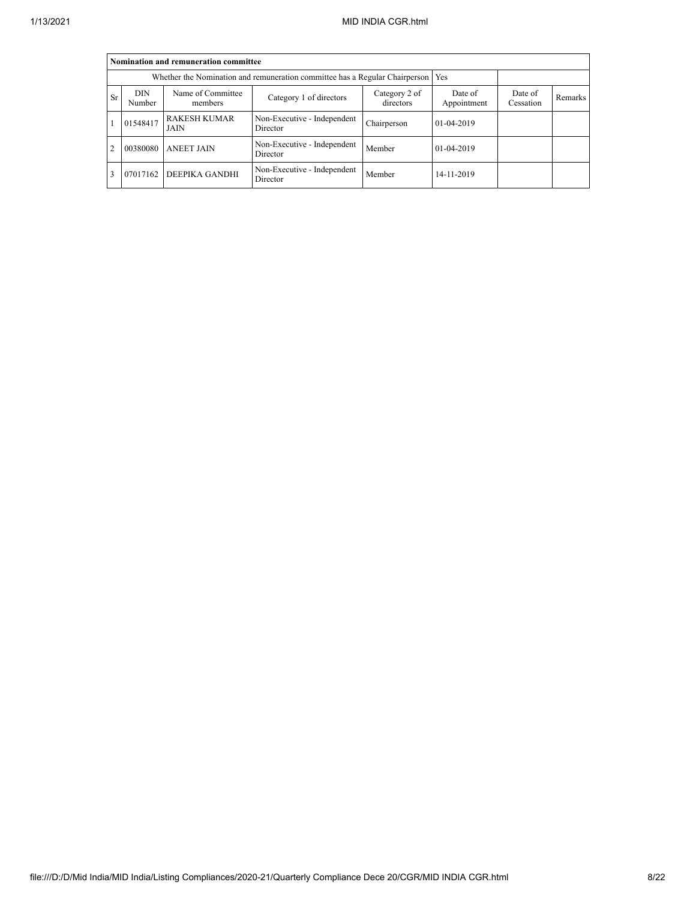| Nomination and remuneration committee | | | | | | | |
|---|---|---|---|---|---|---|---|
| Whether the Nomination and remuneration committee has a Regular Chairperson | | | | | Yes | | |
| Sr | DIN Number | Name of Committee members | Category 1 of directors | Category 2 of directors | Date of Appointment | Date of Cessation | Remarks |
| 1 | 01548417 | RAKESH KUMAR JAIN | Non-Executive - Independent Director | Chairperson | 01-04-2019 | | |
| 2 | 00380080 | ANEET JAIN | Non-Executive - Independent Director | Member | 01-04-2019 | | |
| 3 | 07017162 | DEEPIKA GANDHI | Non-Executive - Independent Director | Member | 14-11-2019 | | |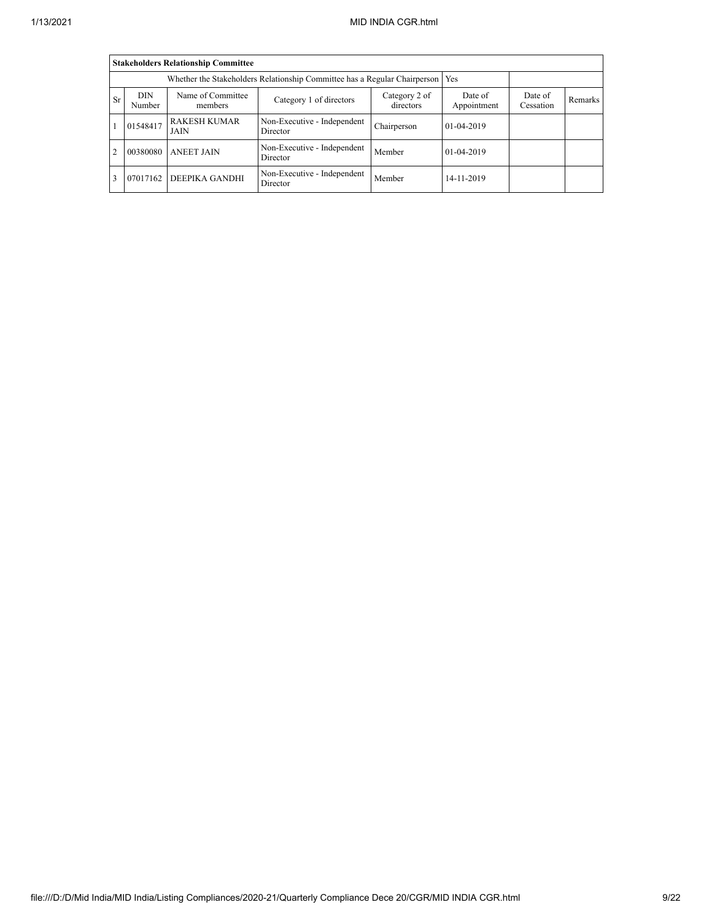| **Stakeholders Relationship Committee** | | | | | | | |
|---|---|---|---|---|---|---|---|
| Whether the Stakeholders Relationship Committee has a Regular Chairperson | | | | | Yes | | |
| Sr | DIN Number | Name of Committee members | Category 1 of directors | Category 2 of directors | Date of Appointment | Date of Cessation | Remarks |
| 1 | 01548417 | RAKESH KUMAR JAIN | Non-Executive - Independent Director | Chairperson | 01-04-2019 | | |
| 2 | 00380080 | ANEET JAIN | Non-Executive - Independent Director | Member | 01-04-2019 | | |
| 3 | 07017162 | DEEPIKA GANDHI | Non-Executive - Independent Director | Member | 14-11-2019 | | |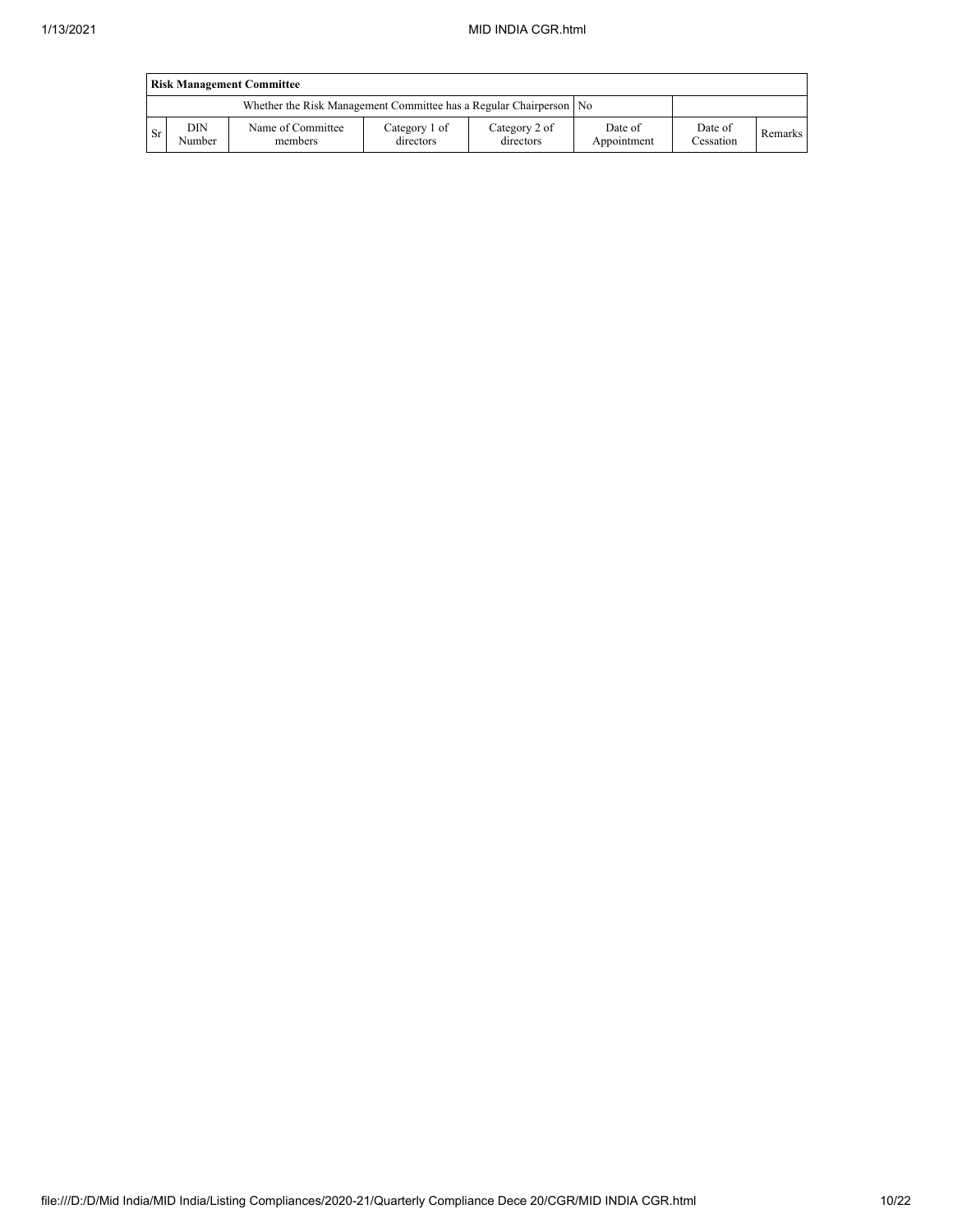| Risk Management Committee | | | | | | | |
|---|---|---|---|---|---|---|---|
| Whether the Risk Management Committee has a Regular Chairperson | | | | | No | | |
| Sr | DIN Number | Name of Committee members | Category 1 of directors | Category 2 of directors | Date of Appointment | Date of Cessation | Remarks |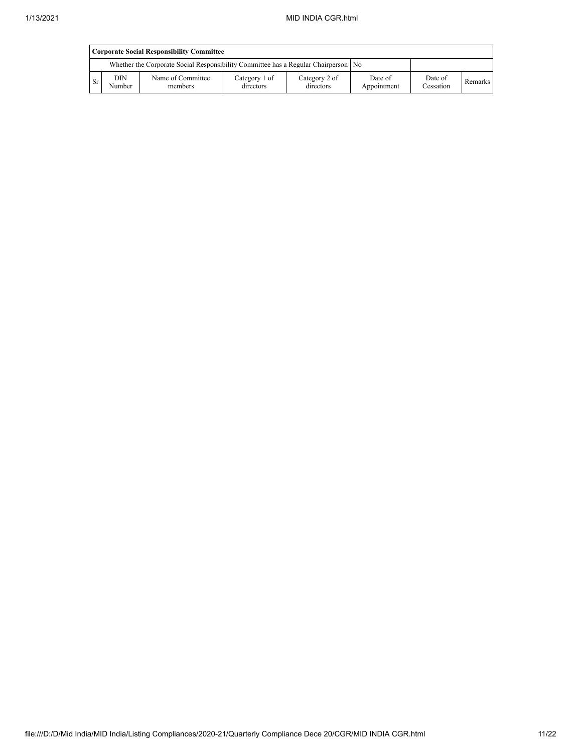| Corporate Social Responsibility Committee | | | | | | | |
|---|---|---|---|---|---|---|---|
| | Whether the Corporate Social Responsibility Committee has a Regular Chairperson | | | | No | | |
| Sr | DIN Number | Name of Committee members | Category 1 of directors | Category 2 of directors | Date of Appointment | Date of Cessation | Remarks |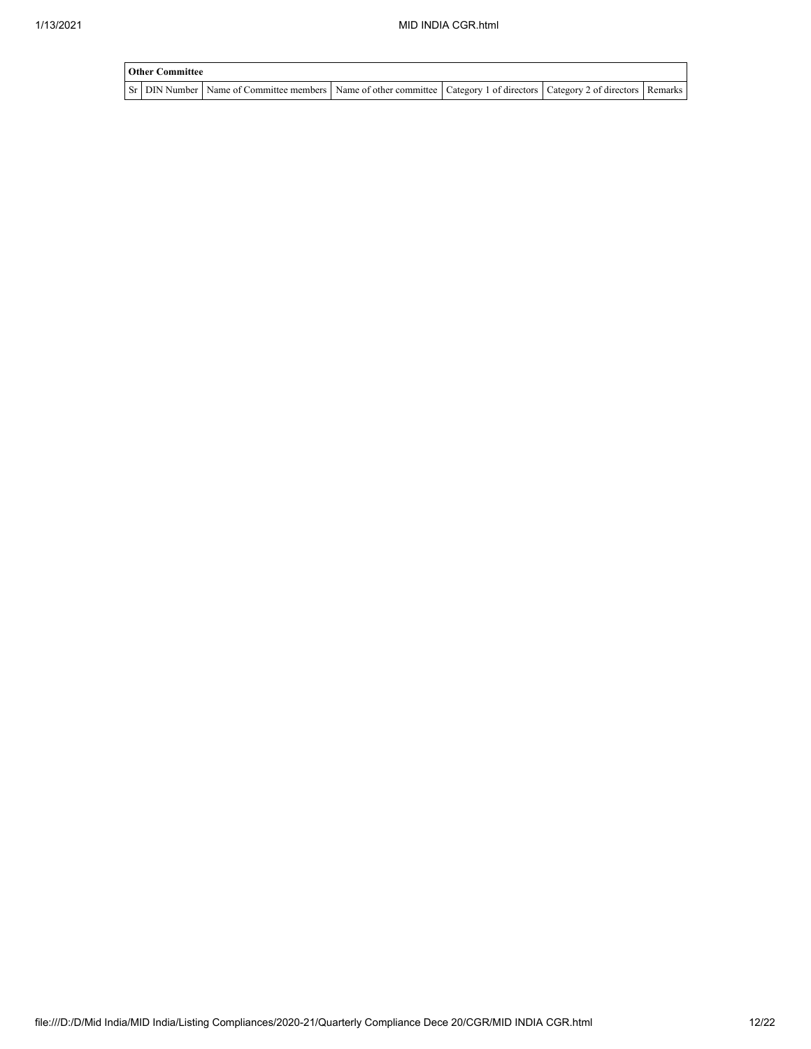| Other Committee | | | | | | |
|---|---|---|---|---|---|---|
| Sr | DIN Number | Name of Committee members | Name of other committee | Category 1 of directors | Category 2 of directors | Remarks |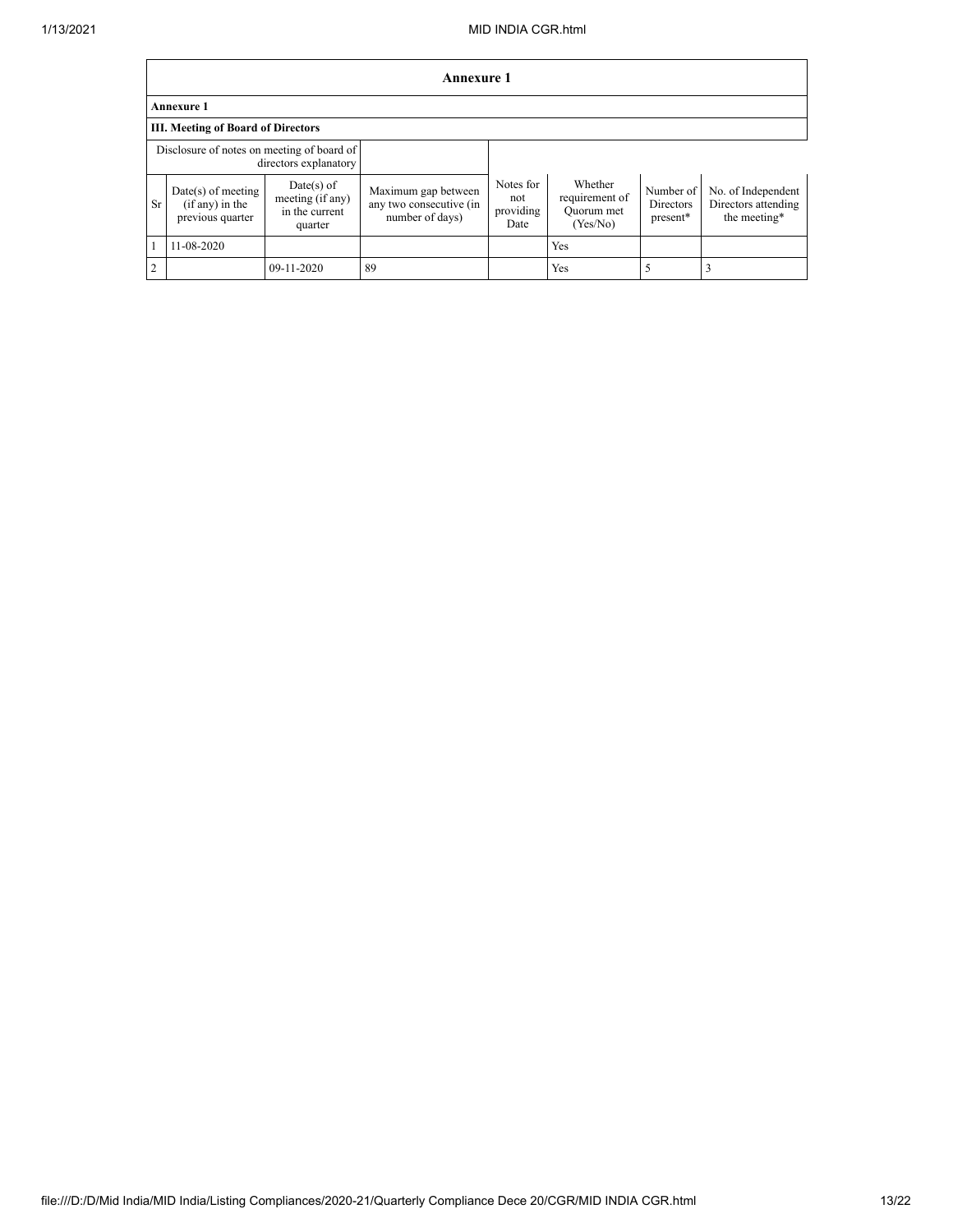## Annexure 1

### Annexure 1

### III. Meeting of Board of Directors

| Disclosure of notes on meeting of board of directors explanatory | | | | | | | |
|---|---|---|---|---|---|---|---|
| Sr | Date(s) of meeting (if any) in the previous quarter | Date(s) of meeting (if any) in the current quarter | Maximum gap between any two consecutive (in number of days) | Notes for not providing Date | Whether requirement of Quorum met (Yes/No) | Number of Directors present* | No. of Independent Directors attending the meeting* |
| 1 | 11-08-2020 | | | | Yes | | |
| 2 | | 09-11-2020 | 89 | | Yes | 5 | 3 |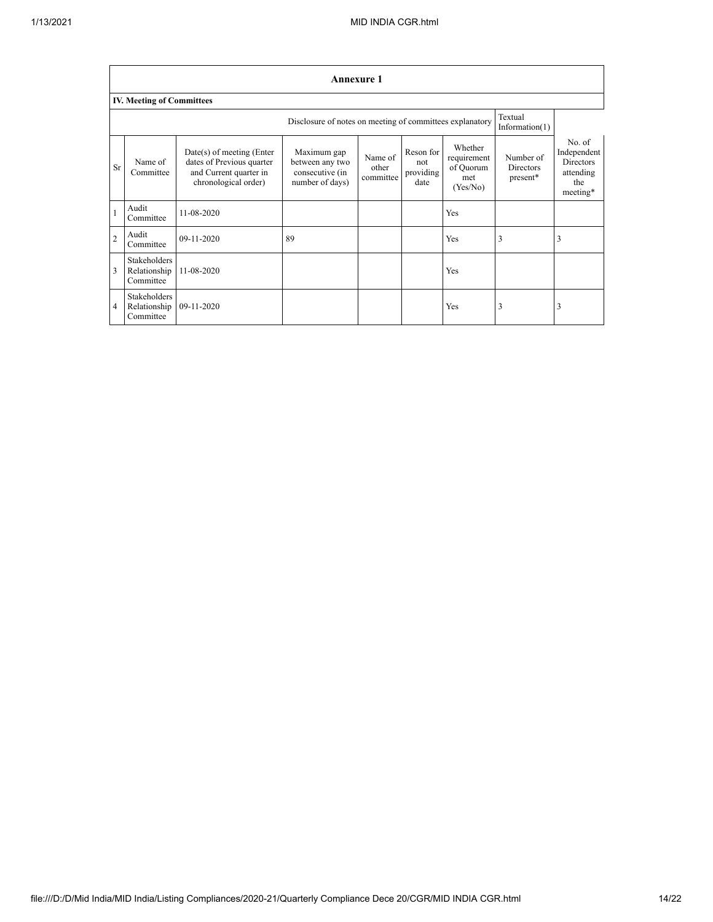## Annexure 1

### IV. Meeting of Committees

| Disclosure of notes on meeting of committees explanatory | | | | | | | | Textual Information(1) |
|---|---|---|---|---|---|---|---|---|
| Sr | Name of Committee | Date(s) of meeting (Enter dates of Previous quarter and Current quarter in chronological order) | Maximum gap between any two consecutive (in number of days) | Name of other committee | Reson for not providing date | Whether requirement of Quorum met (Yes/No) | Number of Directors present* | No. of Independent Directors attending the meeting* |
| 1 | Audit Committee | 11-08-2020 | | | | Yes | | |
| 2 | Audit Committee | 09-11-2020 | 89 | | | Yes | 3 | 3 |
| 3 | Stakeholders Relationship Committee | 11-08-2020 | | | | Yes | | |
| 4 | Stakeholders Relationship Committee | 09-11-2020 | | | | Yes | 3 | 3 |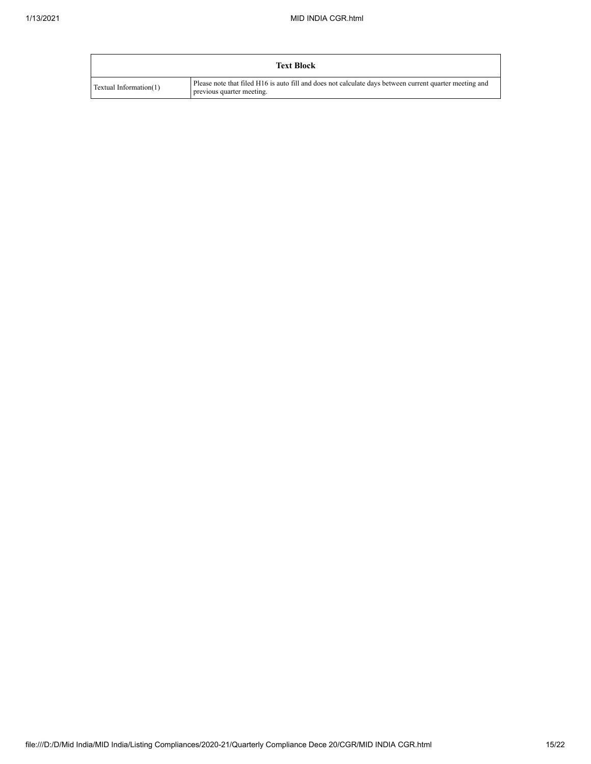| Text Block | |
|---|---|
| Textual Information(1) | Please note that filed H16 is auto fill and does not calculate days between current quarter meeting and previous quarter meeting. |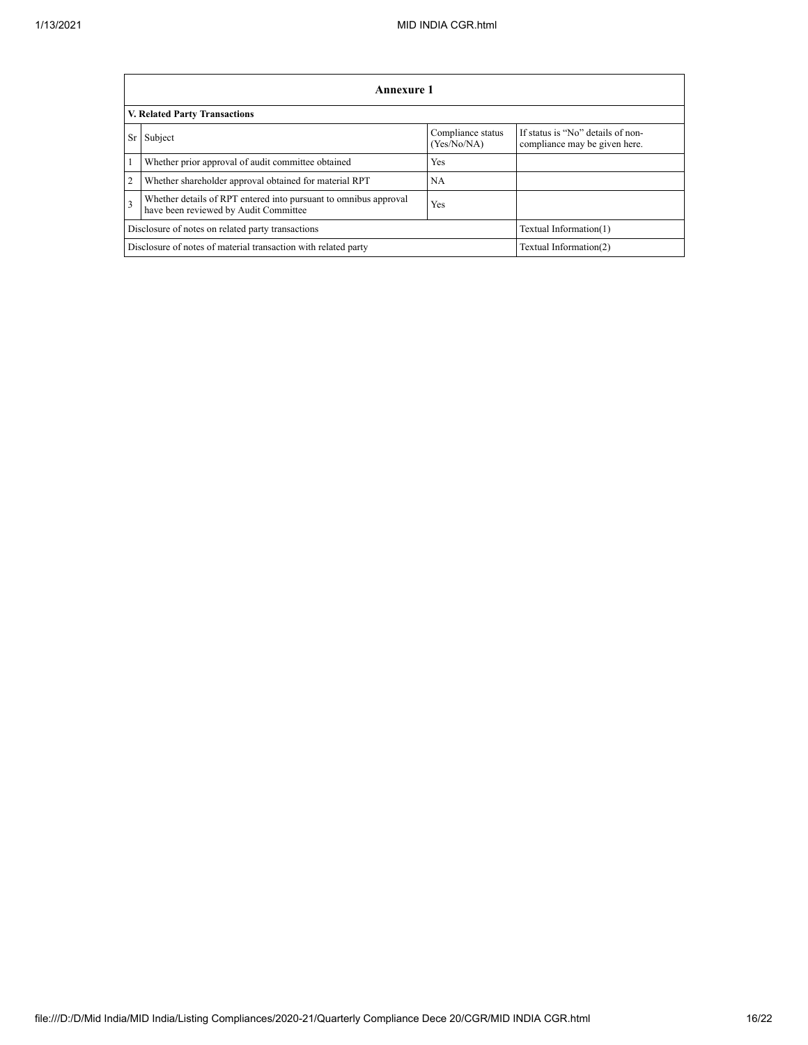## Annexure 1

### V. Related Party Transactions

| Sr | Subject | Compliance status (Yes/No/NA) | If status is "No" details of non-compliance may be given here. |
|---|---|---|---|
| 1 | Whether prior approval of audit committee obtained | Yes | |
| 2 | Whether shareholder approval obtained for material RPT | NA | |
| 3 | Whether details of RPT entered into pursuant to omnibus approval have been reviewed by Audit Committee | Yes | |
| Disclosure of notes on related party transactions | | | Textual Information(1) |
| Disclosure of notes of material transaction with related party | | | Textual Information(2) |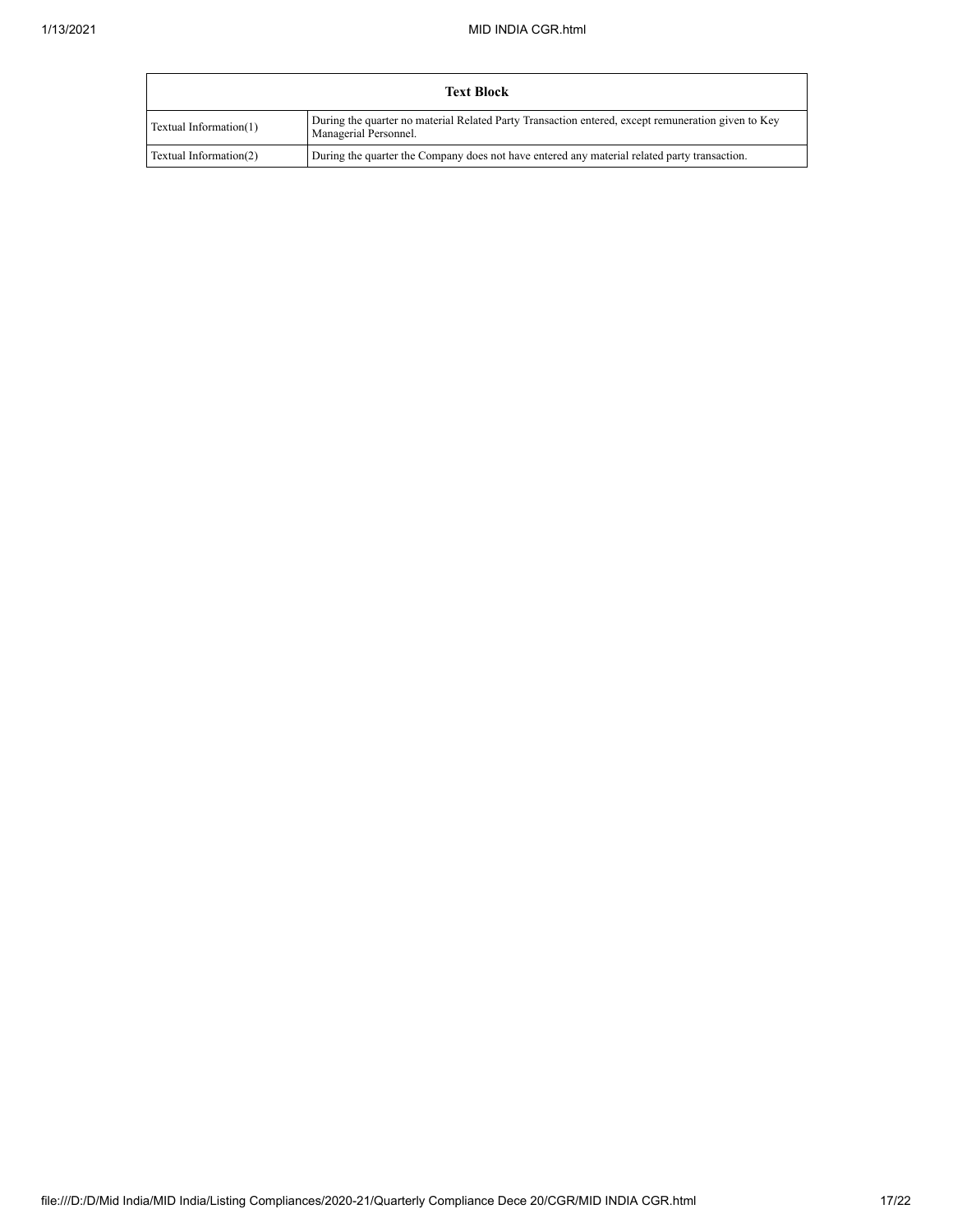| Text Block | |
|---|---|
| Textual Information(1) | During the quarter no material Related Party Transaction entered, except remuneration given to Key Managerial Personnel. |
| Textual Information(2) | During the quarter the Company does not have entered any material related party transaction. |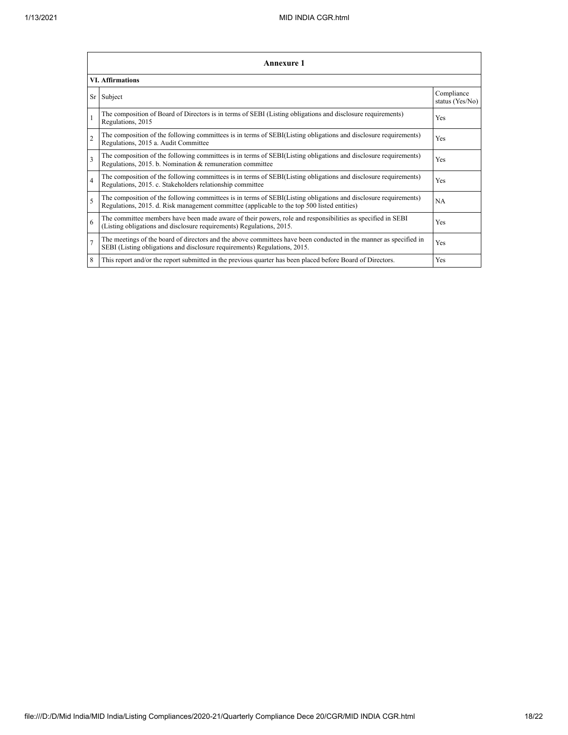| Annexure 1 | | |
|---|---|---|
| **VI. Affirmations** | | |
| Sr | Subject | Compliance status (Yes/No) |
| 1 | The composition of Board of Directors is in terms of SEBI (Listing obligations and disclosure requirements) Regulations, 2015 | Yes |
| 2 | The composition of the following committees is in terms of SEBI(Listing obligations and disclosure requirements) Regulations, 2015 a. Audit Committee | Yes |
| 3 | The composition of the following committees is in terms of SEBI(Listing obligations and disclosure requirements) Regulations, 2015. b. Nomination & remuneration committee | Yes |
| 4 | The composition of the following committees is in terms of SEBI(Listing obligations and disclosure requirements) Regulations, 2015. c. Stakeholders relationship committee | Yes |
| 5 | The composition of the following committees is in terms of SEBI(Listing obligations and disclosure requirements) Regulations, 2015. d. Risk management committee (applicable to the top 500 listed entities) | NA |
| 6 | The committee members have been made aware of their powers, role and responsibilities as specified in SEBI (Listing obligations and disclosure requirements) Regulations, 2015. | Yes |
| 7 | The meetings of the board of directors and the above committees have been conducted in the manner as specified in SEBI (Listing obligations and disclosure requirements) Regulations, 2015. | Yes |
| 8 | This report and/or the report submitted in the previous quarter has been placed before Board of Directors. | Yes |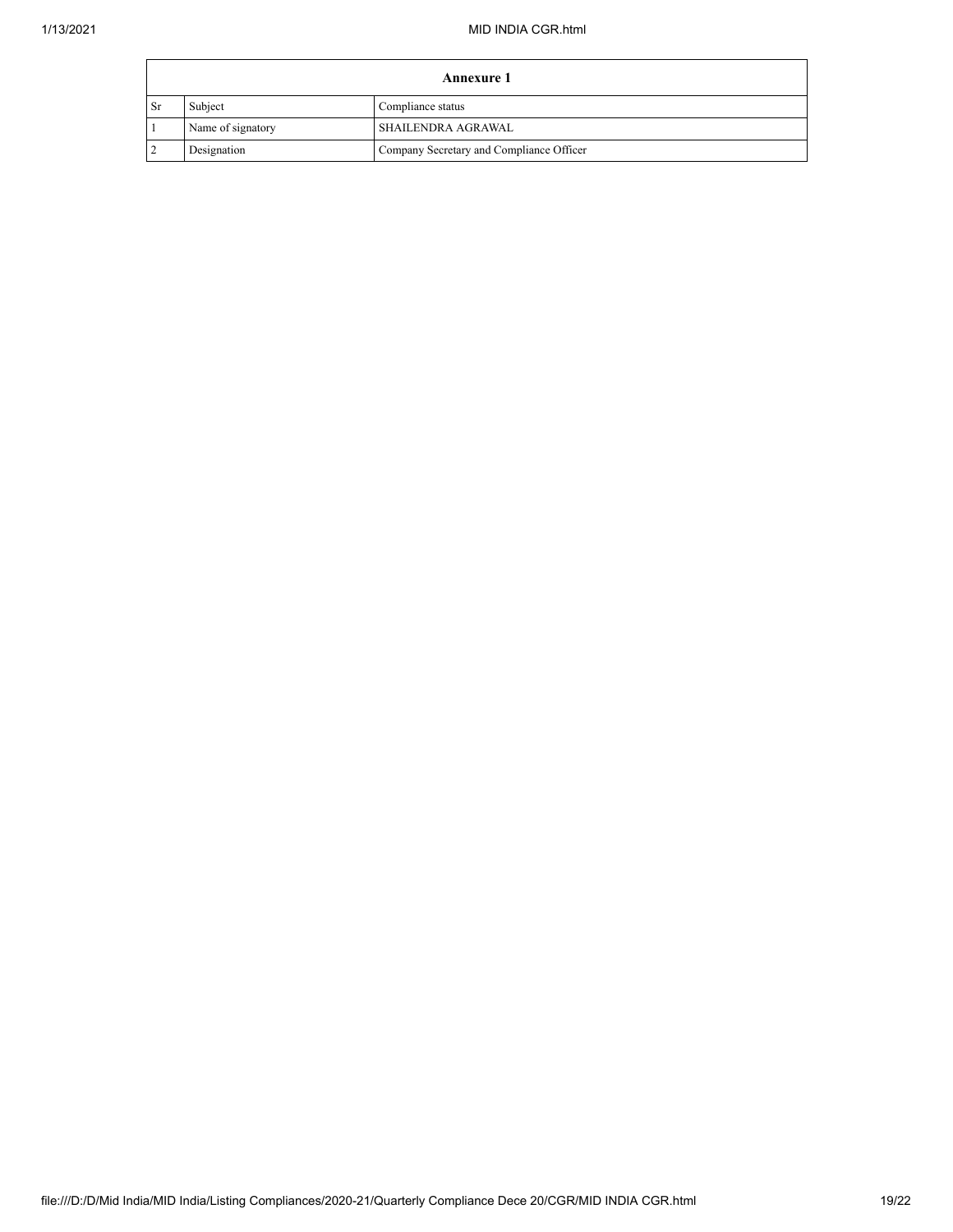| Annexure 1 | | |
|---|---|---|
| Sr | Subject | Compliance status |
| 1 | Name of signatory | SHAILENDRA AGRAWAL |
| 2 | Designation | Company Secretary and Compliance Officer |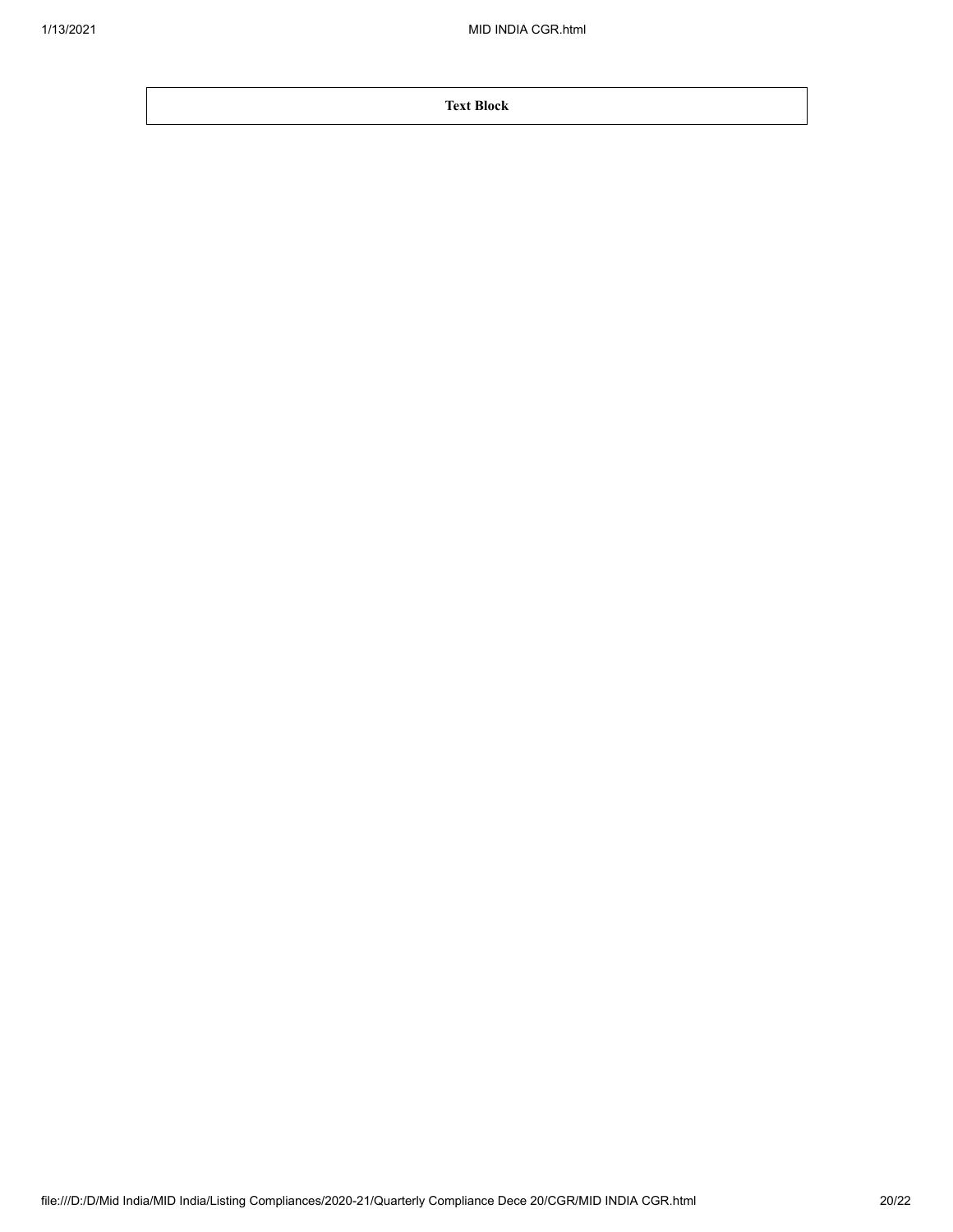| Text Block |
| --- |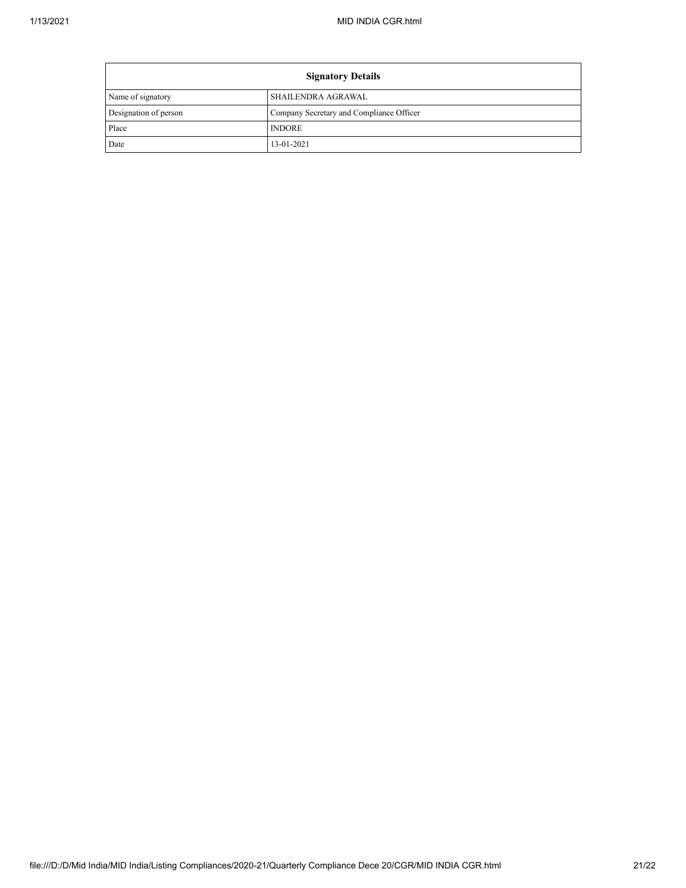| Signatory Details | |
|---|---|
| Name of signatory | SHAILENDRA AGRAWAL |
| Designation of person | Company Secretary and Compliance Officer |
| Place | INDORE |
| Date | 13-01-2021 |